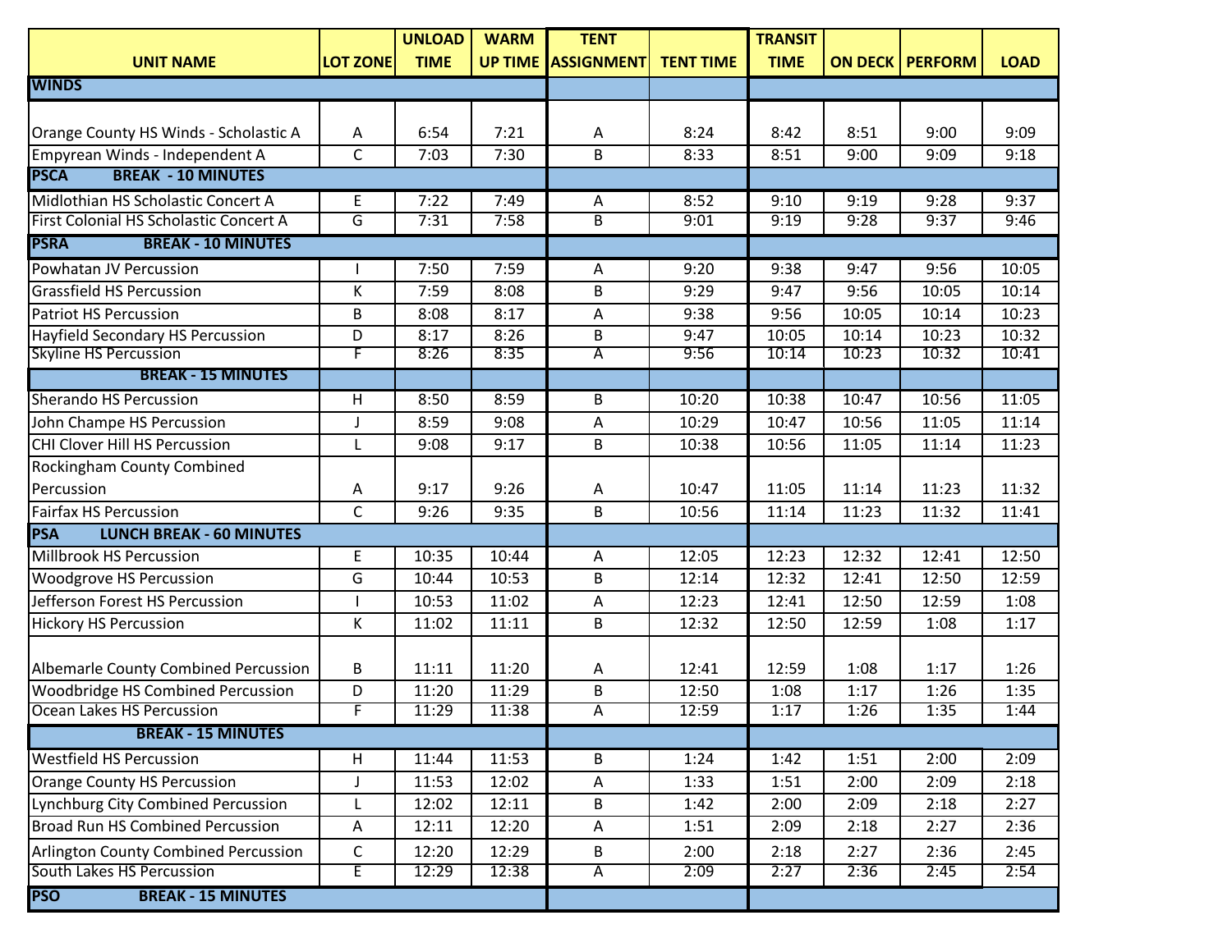| UNIT NAME | LOT ZONE | UNLOAD TIME | WARM UP TIME | TENT ASSIGNMENT | TENT TIME | TRANSIT TIME | ON DECK | PERFORM | LOAD |
|---|---|---|---|---|---|---|---|---|---|
| **WINDS** | | | | | | | | | |
| Orange County HS Winds - Scholastic A | A | 6:54 | 7:21 | A | 8:24 | 8:42 | 8:51 | 9:00 | 9:09 |
| Empyrean Winds - Independent A | C | 7:03 | 7:30 | B | 8:33 | 8:51 | 9:00 | 9:09 | 9:18 |
| **PSCA BREAK - 10 MINUTES** | | | | | | | | | |
| Midlothian HS Scholastic Concert A | E | 7:22 | 7:49 | A | 8:52 | 9:10 | 9:19 | 9:28 | 9:37 |
| First Colonial HS Scholastic Concert A | G | 7:31 | 7:58 | B | 9:01 | 9:19 | 9:28 | 9:37 | 9:46 |
| **PSRA BREAK - 10 MINUTES** | | | | | | | | | |
| Powhatan JV Percussion | I | 7:50 | 7:59 | A | 9:20 | 9:38 | 9:47 | 9:56 | 10:05 |
| Grassfield HS Percussion | K | 7:59 | 8:08 | B | 9:29 | 9:47 | 9:56 | 10:05 | 10:14 |
| Patriot HS Percussion | B | 8:08 | 8:17 | A | 9:38 | 9:56 | 10:05 | 10:14 | 10:23 |
| Hayfield Secondary HS Percussion | D | 8:17 | 8:26 | B | 9:47 | 10:05 | 10:14 | 10:23 | 10:32 |
| Skyline HS Percussion | F | 8:26 | 8:35 | A | 9:56 | 10:14 | 10:23 | 10:32 | 10:41 |
| **BREAK - 15 MINUTES** | | | | | | | | | |
| Sherando HS Percussion | H | 8:50 | 8:59 | B | 10:20 | 10:38 | 10:47 | 10:56 | 11:05 |
| John Champe HS Percussion | J | 8:59 | 9:08 | A | 10:29 | 10:47 | 10:56 | 11:05 | 11:14 |
| CHI Clover Hill HS Percussion | L | 9:08 | 9:17 | B | 10:38 | 10:56 | 11:05 | 11:14 | 11:23 |
| Rockingham County Combined Percussion | A | 9:17 | 9:26 | A | 10:47 | 11:05 | 11:14 | 11:23 | 11:32 |
| Fairfax HS Percussion | C | 9:26 | 9:35 | B | 10:56 | 11:14 | 11:23 | 11:32 | 11:41 |
| **PSA LUNCH BREAK - 60 MINUTES** | | | | | | | | | |
| Millbrook HS Percussion | E | 10:35 | 10:44 | A | 12:05 | 12:23 | 12:32 | 12:41 | 12:50 |
| Woodgrove HS Percussion | G | 10:44 | 10:53 | B | 12:14 | 12:32 | 12:41 | 12:50 | 12:59 |
| Jefferson Forest HS Percussion | I | 10:53 | 11:02 | A | 12:23 | 12:41 | 12:50 | 12:59 | 1:08 |
| Hickory HS Percussion | K | 11:02 | 11:11 | B | 12:32 | 12:50 | 12:59 | 1:08 | 1:17 |
| Albemarle County Combined Percussion | B | 11:11 | 11:20 | A | 12:41 | 12:59 | 1:08 | 1:17 | 1:26 |
| Woodbridge HS Combined Percussion | D | 11:20 | 11:29 | B | 12:50 | 1:08 | 1:17 | 1:26 | 1:35 |
| Ocean Lakes HS Percussion | F | 11:29 | 11:38 | A | 12:59 | 1:17 | 1:26 | 1:35 | 1:44 |
| **BREAK - 15 MINUTES** | | | | | | | | | |
| Westfield HS Percussion | H | 11:44 | 11:53 | B | 1:24 | 1:42 | 1:51 | 2:00 | 2:09 |
| Orange County HS Percussion | J | 11:53 | 12:02 | A | 1:33 | 1:51 | 2:00 | 2:09 | 2:18 |
| Lynchburg City Combined Percussion | L | 12:02 | 12:11 | B | 1:42 | 2:00 | 2:09 | 2:18 | 2:27 |
| Broad Run HS Combined Percussion | A | 12:11 | 12:20 | A | 1:51 | 2:09 | 2:18 | 2:27 | 2:36 |
| Arlington County Combined Percussion | C | 12:20 | 12:29 | B | 2:00 | 2:18 | 2:27 | 2:36 | 2:45 |
| South Lakes HS Percussion | E | 12:29 | 12:38 | A | 2:09 | 2:27 | 2:36 | 2:45 | 2:54 |
| **PSO BREAK - 15 MINUTES** | | | | | | | | | |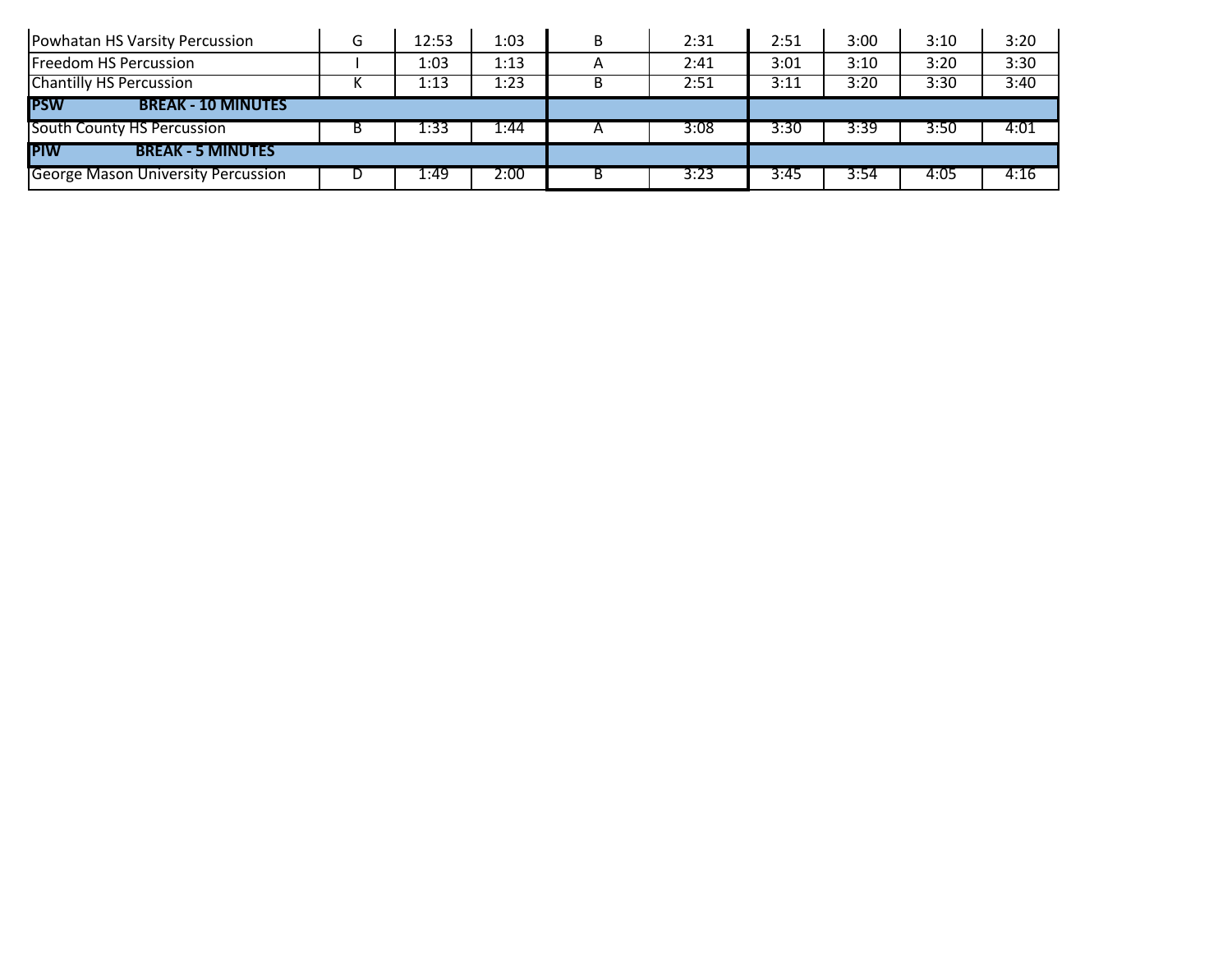| | | | | | | | | | |
|---|---|---|---|---|---|---|---|---|---|
| Powhatan HS Varsity Percussion | G | 12:53 | 1:03 | B | 2:31 | 2:51 | 3:00 | 3:10 | 3:20 |
| Freedom HS Percussion | I | 1:03 | 1:13 | A | 2:41 | 3:01 | 3:10 | 3:20 | 3:30 |
| Chantilly HS Percussion | K | 1:13 | 1:23 | B | 2:51 | 3:11 | 3:20 | 3:30 | 3:40 |
| **PSW BREAK - 10 MINUTES** | | | | | | | | | |
| South County HS Percussion | B | 1:33 | 1:44 | A | 3:08 | 3:30 | 3:39 | 3:50 | 4:01 |
| **PIW BREAK - 5 MINUTES** | | | | | | | | | |
| George Mason University Percussion | D | 1:49 | 2:00 | B | 3:23 | 3:45 | 3:54 | 4:05 | 4:16 |